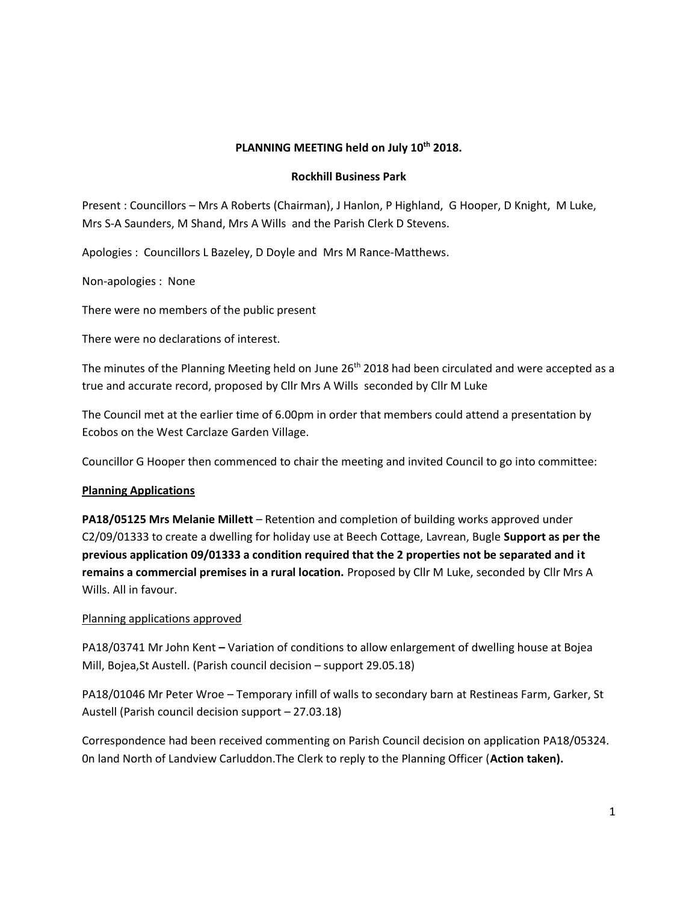**PLANNING MEETING held on July 10th 2018.**

**Rockhill Business Park**

Present : Councillors – Mrs A Roberts (Chairman), J Hanlon, P Highland, G Hooper, D Knight, M Luke, Mrs S-A Saunders, M Shand, Mrs A Wills and the Parish Clerk D Stevens.

Apologies : Councillors L Bazeley, D Doyle and Mrs M Rance-Matthews.

Non-apologies : None

There were no members of the public present

There were no declarations of interest.

The minutes of the Planning Meeting held on June 26th 2018 had been circulated and were accepted as a true and accurate record, proposed by Cllr Mrs A Wills seconded by Cllr M Luke

The Council met at the earlier time of 6.00pm in order that members could attend a presentation by Ecobos on the West Carclaze Garden Village.

Councillor G Hooper then commenced to chair the meeting and invited Council to go into committee:

**Planning Applications**

**PA18/05125 Mrs Melanie Millett** – Retention and completion of building works approved under C2/09/01333 to create a dwelling for holiday use at Beech Cottage, Lavrean, Bugle **Support as per the previous application 09/01333 a condition required that the 2 properties not be separated and it remains a commercial premises in a rural location.** Proposed by Cllr M Luke, seconded by Cllr Mrs A Wills. All in favour.

Planning applications approved

PA18/03741 Mr John Kent **–** Variation of conditions to allow enlargement of dwelling house at Bojea Mill, Bojea,St Austell. (Parish council decision – support 29.05.18)

PA18/01046 Mr Peter Wroe – Temporary infill of walls to secondary barn at Restineas Farm, Garker, St Austell (Parish council decision support – 27.03.18)

Correspondence had been received commenting on Parish Council decision on application PA18/05324. 0n land North of Landview Carluddon.The Clerk to reply to the Planning Officer (**Action taken).**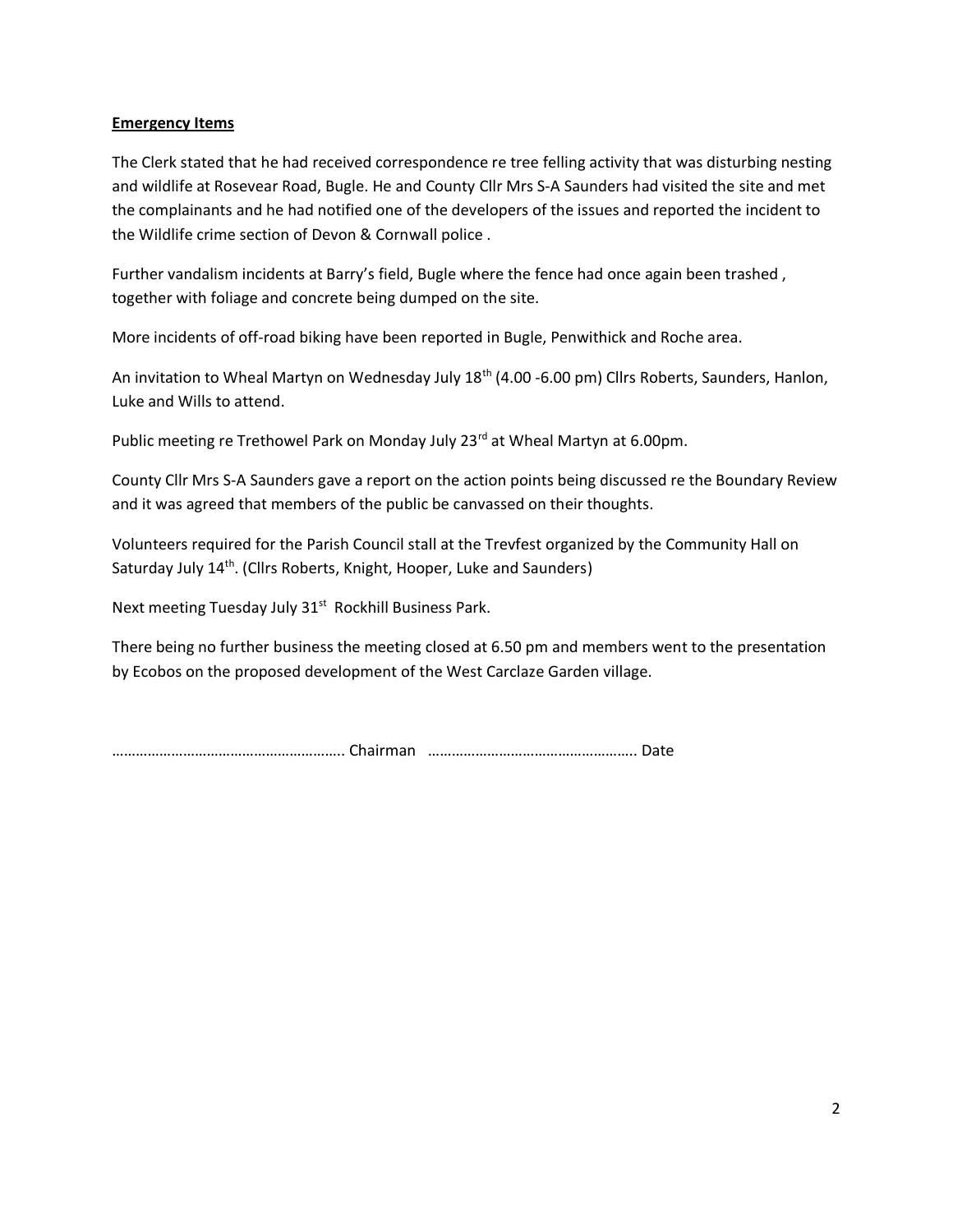**Emergency Items**

The Clerk stated that he had received correspondence re tree felling activity that was disturbing nesting and wildlife at Rosevear Road, Bugle. He and County Cllr Mrs S-A Saunders had visited the site and met the complainants and he had notified one of the developers of the issues and reported the incident to the Wildlife crime section of Devon & Cornwall police .

Further vandalism incidents at Barry's field, Bugle where the fence had once again been trashed , together with foliage and concrete being dumped on the site.

More incidents of off-road biking have been reported in Bugle, Penwithick and Roche area.

An invitation to Wheal Martyn on Wednesday July 18th (4.00 -6.00 pm) Cllrs Roberts, Saunders, Hanlon, Luke and Wills to attend.

Public meeting re Trethowel Park on Monday July 23rd at Wheal Martyn at 6.00pm.

County Cllr Mrs S-A Saunders gave a report on the action points being discussed re the Boundary Review and it was agreed that members of the public be canvassed on their thoughts.

Volunteers required for the Parish Council stall at the Trevfest organized by the Community Hall on Saturday July 14th. (Cllrs Roberts, Knight, Hooper, Luke and Saunders)

Next meeting Tuesday July 31st Rockhill Business Park.

There being no further business the meeting closed at 6.50 pm and members went to the presentation by Ecobos on the proposed development of the West Carclaze Garden village.

………………………………………………….. Chairman ……………………………………………. Date